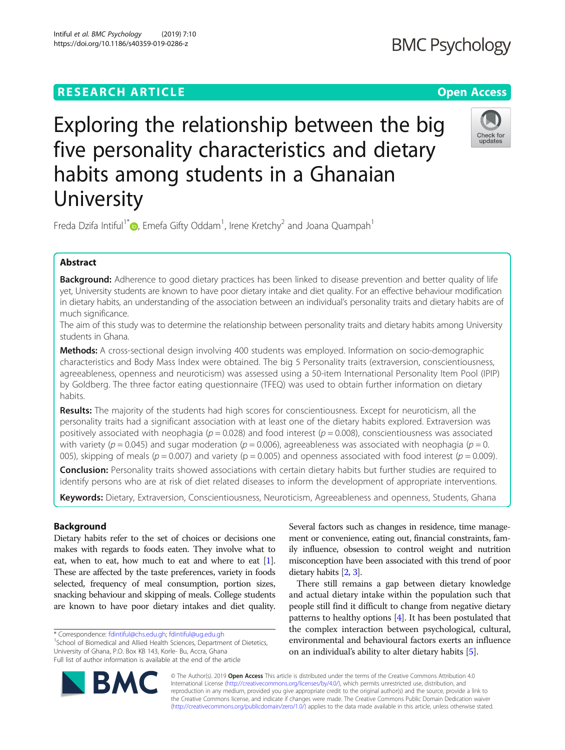# Exploring the relationship between the big five personality characteristics and dietary habits among students in a Ghanaian University

Freda Dzifa Intiful[1*], Emefa Gifty Oddam[1], Irene Kretchy[2] and Joana Quampah[1]

## Abstract

**Background:** Adherence to good dietary practices has been linked to disease prevention and better quality of life yet, University students are known to have poor dietary intake and diet quality. For an effective behaviour modification in dietary habits, an understanding of the association between an individual's personality traits and dietary habits are of much significance.

The aim of this study was to determine the relationship between personality traits and dietary habits among University students in Ghana.

**Methods:** A cross-sectional design involving 400 students was employed. Information on socio-demographic characteristics and Body Mass Index were obtained. The big 5 Personality traits (extraversion, conscientiousness, agreeableness, openness and neuroticism) was assessed using a 50-item International Personality Item Pool (IPIP) by Goldberg. The three factor eating questionnaire (TFEQ) was used to obtain further information on dietary habits.

**Results:** The majority of the students had high scores for conscientiousness. Except for neuroticism, all the personality traits had a significant association with at least one of the dietary habits explored. Extraversion was positively associated with neophagia ($p = 0.028$) and food interest ($p = 0.008$), conscientiousness was associated with variety ($p = 0.045$) and sugar moderation ($p = 0.006$), agreeableness was associated with neophagia ($p = 0.005$), skipping of meals ($p = 0.007$) and variety ($p = 0.005$) and openness associated with food interest ($p = 0.009$).

**Conclusion:** Personality traits showed associations with certain dietary habits but further studies are required to identify persons who are at risk of diet related diseases to inform the development of appropriate interventions.

**Keywords:** Dietary, Extraversion, Conscientiousness, Neuroticism, Agreeableness and openness, Students, Ghana

## Background

Dietary habits refer to the set of choices or decisions one makes with regards to foods eaten. They involve what to eat, when to eat, how much to eat and where to eat [1]. These are affected by the taste preferences, variety in foods selected, frequency of meal consumption, portion sizes, snacking behaviour and skipping of meals. College students are known to have poor dietary intakes and diet quality. Several factors such as changes in residence, time management or convenience, eating out, financial constraints, family influence, obsession to control weight and nutrition misconception have been associated with this trend of poor dietary habits [2, 3].

There still remains a gap between dietary knowledge and actual dietary intake within the population such that people still find it difficult to change from negative dietary patterns to healthy options [4]. It has been postulated that the complex interaction between psychological, cultural, environmental and behavioural factors exerts an influence on an individual's ability to alter dietary habits [5].

* Correspondence: fdintiful@chs.edu.gh; fdintiful@ug.edu.gh
[1]School of Biomedical and Allied Health Sciences, Department of Dietetics, University of Ghana, P.O. Box KB 143, Korle- Bu, Accra, Ghana
Full list of author information is available at the end of the article

© The Author(s). 2019 **Open Access** This article is distributed under the terms of the Creative Commons Attribution 4.0 International License (http://creativecommons.org/licenses/by/4.0/), which permits unrestricted use, distribution, and reproduction in any medium, provided you give appropriate credit to the original author(s) and the source, provide a link to the Creative Commons license, and indicate if changes were made. The Creative Commons Public Domain Dedication waiver (http://creativecommons.org/publicdomain/zero/1.0/) applies to the data made available in this article, unless otherwise stated.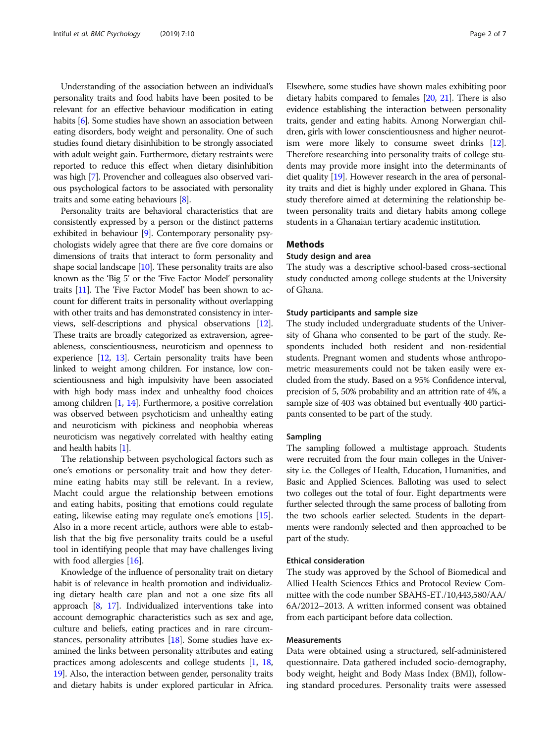Understanding of the association between an individual's personality traits and food habits have been posited to be relevant for an effective behaviour modification in eating habits [6]. Some studies have shown an association between eating disorders, body weight and personality. One of such studies found dietary disinhibition to be strongly associated with adult weight gain. Furthermore, dietary restraints were reported to reduce this effect when dietary disinhibition was high [7]. Provencher and colleagues also observed various psychological factors to be associated with personality traits and some eating behaviours [8].

Personality traits are behavioral characteristics that are consistently expressed by a person or the distinct patterns exhibited in behaviour [9]. Contemporary personality psychologists widely agree that there are five core domains or dimensions of traits that interact to form personality and shape social landscape [10]. These personality traits are also known as the 'Big 5' or the 'Five Factor Model' personality traits [11]. The 'Five Factor Model' has been shown to account for different traits in personality without overlapping with other traits and has demonstrated consistency in interviews, self-descriptions and physical observations [12]. These traits are broadly categorized as extraversion, agreeableness, conscientiousness, neuroticism and openness to experience [12, 13]. Certain personality traits have been linked to weight among children. For instance, low conscientiousness and high impulsivity have been associated with high body mass index and unhealthy food choices among children [1, 14]. Furthermore, a positive correlation was observed between psychoticism and unhealthy eating and neuroticism with pickiness and neophobia whereas neuroticism was negatively correlated with healthy eating and health habits [1].

The relationship between psychological factors such as one's emotions or personality trait and how they determine eating habits may still be relevant. In a review, Macht could argue the relationship between emotions and eating habits, positing that emotions could regulate eating, likewise eating may regulate one's emotions [15]. Also in a more recent article, authors were able to establish that the big five personality traits could be a useful tool in identifying people that may have challenges living with food allergies [16].

Knowledge of the influence of personality trait on dietary habit is of relevance in health promotion and individualizing dietary health care plan and not a one size fits all approach [8, 17]. Individualized interventions take into account demographic characteristics such as sex and age, culture and beliefs, eating practices and in rare circumstances, personality attributes [18]. Some studies have examined the links between personality attributes and eating practices among adolescents and college students [1, 18, 19]. Also, the interaction between gender, personality traits and dietary habits is under explored particular in Africa. Elsewhere, some studies have shown males exhibiting poor dietary habits compared to females [20, 21]. There is also evidence establishing the interaction between personality traits, gender and eating habits. Among Norwegian children, girls with lower conscientiousness and higher neuroticism were more likely to consume sweet drinks [12]. Therefore researching into personality traits of college students may provide more insight into the determinants of diet quality [19]. However research in the area of personality traits and diet is highly under explored in Ghana. This study therefore aimed at determining the relationship between personality traits and dietary habits among college students in a Ghanaian tertiary academic institution.

## Methods

### Study design and area

The study was a descriptive school-based cross-sectional study conducted among college students at the University of Ghana.

### Study participants and sample size

The study included undergraduate students of the University of Ghana who consented to be part of the study. Respondents included both resident and non-residential students. Pregnant women and students whose anthropometric measurements could not be taken easily were excluded from the study. Based on a 95% Confidence interval, precision of 5, 50% probability and an attrition rate of 4%, a sample size of 403 was obtained but eventually 400 participants consented to be part of the study.

### Sampling

The sampling followed a multistage approach. Students were recruited from the four main colleges in the University i.e. the Colleges of Health, Education, Humanities, and Basic and Applied Sciences. Balloting was used to select two colleges out the total of four. Eight departments were further selected through the same process of balloting from the two schools earlier selected. Students in the departments were randomly selected and then approached to be part of the study.

### Ethical consideration

The study was approved by the School of Biomedical and Allied Health Sciences Ethics and Protocol Review Committee with the code number SBAHS-ET./10,443,580/AA/6A/2012–2013. A written informed consent was obtained from each participant before data collection.

### Measurements

Data were obtained using a structured, self-administered questionnaire. Data gathered included socio-demography, body weight, height and Body Mass Index (BMI), following standard procedures. Personality traits were assessed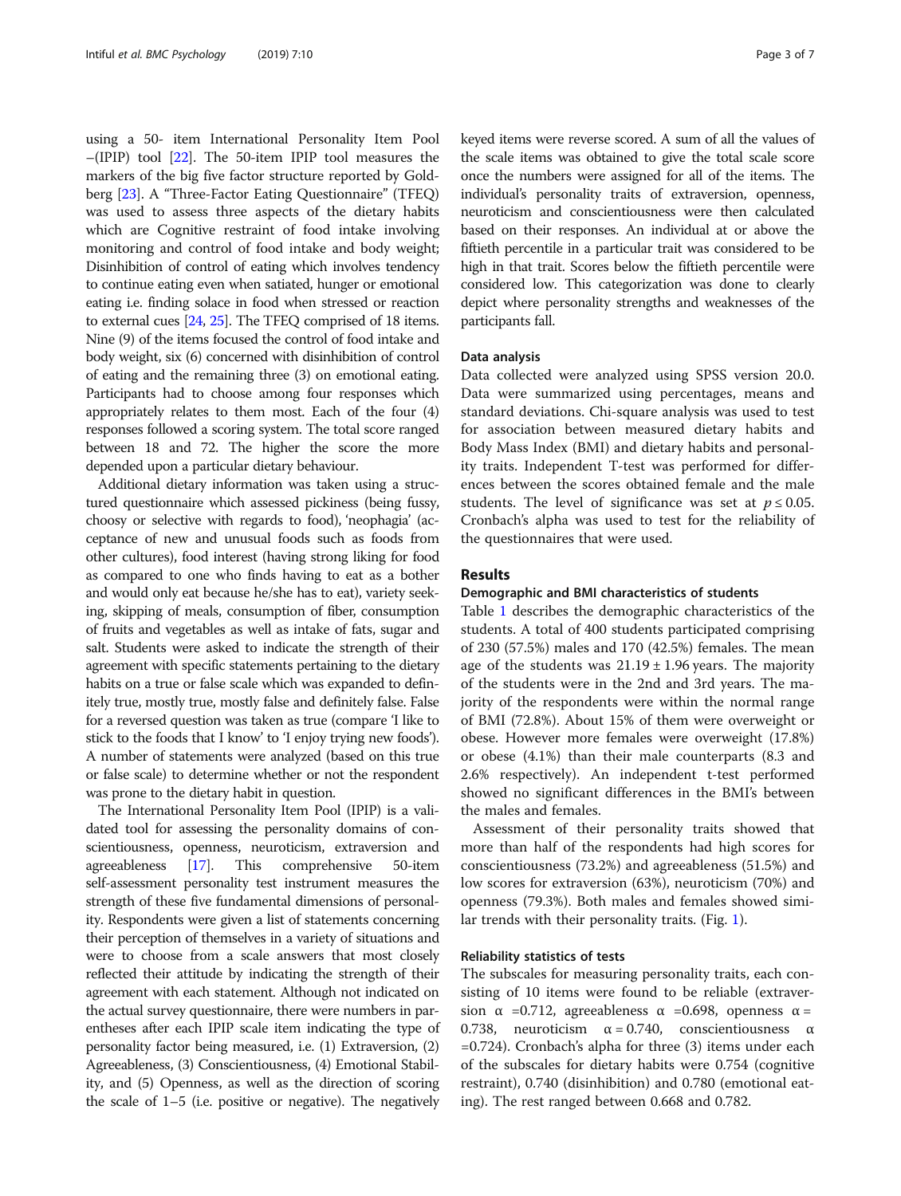using a 50- item International Personality Item Pool –(IPIP) tool [22]. The 50-item IPIP tool measures the markers of the big five factor structure reported by Goldberg [23]. A "Three-Factor Eating Questionnaire" (TFEQ) was used to assess three aspects of the dietary habits which are Cognitive restraint of food intake involving monitoring and control of food intake and body weight; Disinhibition of control of eating which involves tendency to continue eating even when satiated, hunger or emotional eating i.e. finding solace in food when stressed or reaction to external cues [24, 25]. The TFEQ comprised of 18 items. Nine (9) of the items focused the control of food intake and body weight, six (6) concerned with disinhibition of control of eating and the remaining three (3) on emotional eating. Participants had to choose among four responses which appropriately relates to them most. Each of the four (4) responses followed a scoring system. The total score ranged between 18 and 72. The higher the score the more depended upon a particular dietary behaviour.

Additional dietary information was taken using a structured questionnaire which assessed pickiness (being fussy, choosy or selective with regards to food), 'neophagia' (acceptance of new and unusual foods such as foods from other cultures), food interest (having strong liking for food as compared to one who finds having to eat as a bother and would only eat because he/she has to eat), variety seeking, skipping of meals, consumption of fiber, consumption of fruits and vegetables as well as intake of fats, sugar and salt. Students were asked to indicate the strength of their agreement with specific statements pertaining to the dietary habits on a true or false scale which was expanded to definitely true, mostly true, mostly false and definitely false. False for a reversed question was taken as true (compare 'I like to stick to the foods that I know' to 'I enjoy trying new foods'). A number of statements were analyzed (based on this true or false scale) to determine whether or not the respondent was prone to the dietary habit in question.

The International Personality Item Pool (IPIP) is a validated tool for assessing the personality domains of conscientiousness, openness, neuroticism, extraversion and agreeableness [17]. This comprehensive 50-item self-assessment personality test instrument measures the strength of these five fundamental dimensions of personality. Respondents were given a list of statements concerning their perception of themselves in a variety of situations and were to choose from a scale answers that most closely reflected their attitude by indicating the strength of their agreement with each statement. Although not indicated on the actual survey questionnaire, there were numbers in parentheses after each IPIP scale item indicating the type of personality factor being measured, i.e. (1) Extraversion, (2) Agreeableness, (3) Conscientiousness, (4) Emotional Stability, and (5) Openness, as well as the direction of scoring the scale of 1–5 (i.e. positive or negative). The negatively keyed items were reverse scored. A sum of all the values of the scale items was obtained to give the total scale score once the numbers were assigned for all of the items. The individual's personality traits of extraversion, openness, neuroticism and conscientiousness were then calculated based on their responses. An individual at or above the fiftieth percentile in a particular trait was considered to be high in that trait. Scores below the fiftieth percentile were considered low. This categorization was done to clearly depict where personality strengths and weaknesses of the participants fall.

### Data analysis

Data collected were analyzed using SPSS version 20.0. Data were summarized using percentages, means and standard deviations. Chi-square analysis was used to test for association between measured dietary habits and Body Mass Index (BMI) and dietary habits and personality traits. Independent T-test was performed for differences between the scores obtained female and the male students. The level of significance was set at $p \leq 0.05$. Cronbach's alpha was used to test for the reliability of the questionnaires that were used.

## Results

### Demographic and BMI characteristics of students

Table 1 describes the demographic characteristics of the students. A total of 400 students participated comprising of 230 (57.5%) males and 170 (42.5%) females. The mean age of the students was $21.19 \pm 1.96$ years. The majority of the students were in the 2nd and 3rd years. The majority of the respondents were within the normal range of BMI (72.8%). About 15% of them were overweight or obese. However more females were overweight (17.8%) or obese (4.1%) than their male counterparts (8.3 and 2.6% respectively). An independent t-test performed showed no significant differences in the BMI's between the males and females.

Assessment of their personality traits showed that more than half of the respondents had high scores for conscientiousness (73.2%) and agreeableness (51.5%) and low scores for extraversion (63%), neuroticism (70%) and openness (79.3%). Both males and females showed similar trends with their personality traits. (Fig. 1).

### Reliability statistics of tests

The subscales for measuring personality traits, each consisting of 10 items were found to be reliable (extraversion $\alpha = 0.712$, agreeableness $\alpha = 0.698$, openness $\alpha = 0.738$, neuroticism $\alpha = 0.740$, conscientiousness $\alpha = 0.724$). Cronbach's alpha for three (3) items under each of the subscales for dietary habits were 0.754 (cognitive restraint), 0.740 (disinhibition) and 0.780 (emotional eating). The rest ranged between 0.668 and 0.782.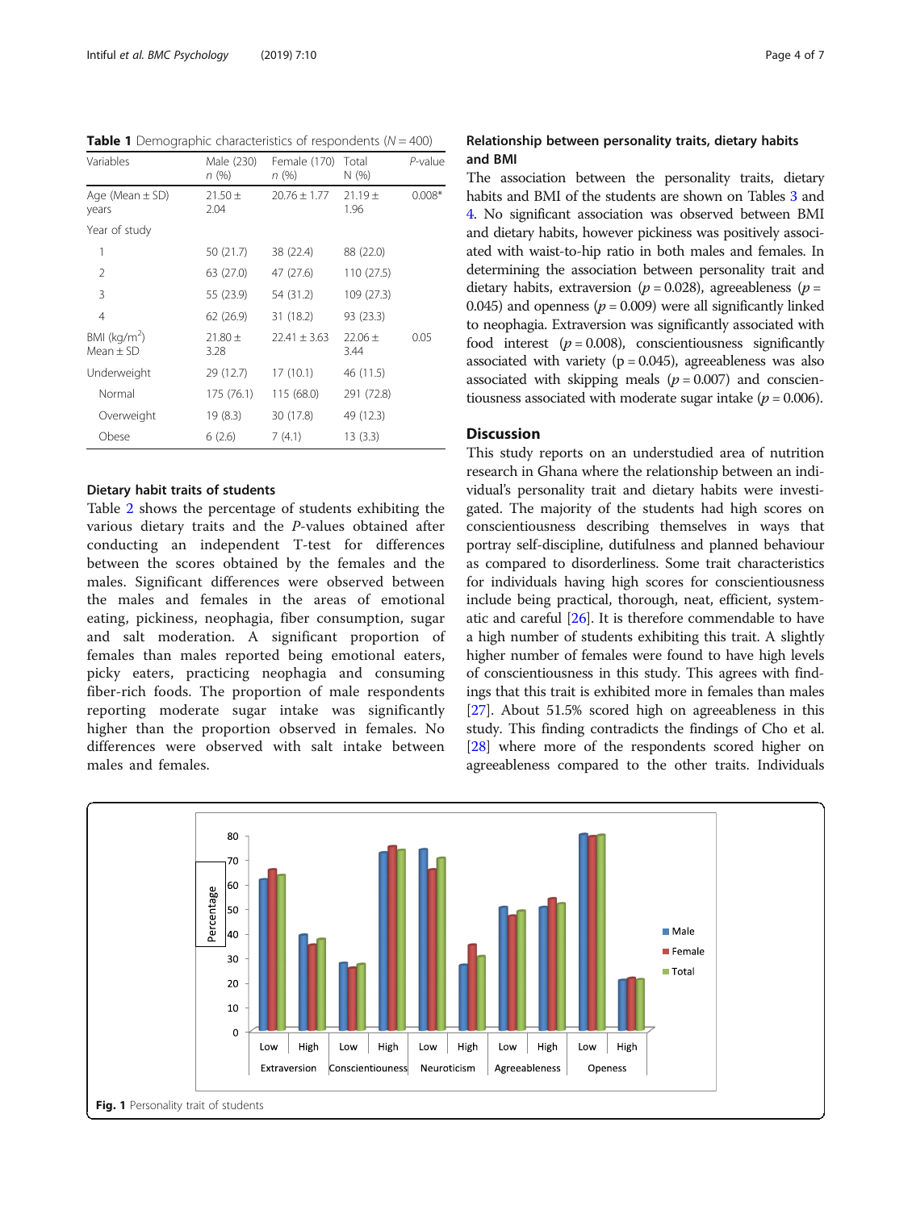**Table 1** Demographic characteristics of respondents ($N = 400$)

| Variables | Male (230) *n* (%) | Female (170) *n* (%) | Total N (%) | *P*-value |
|---|---|---|---|---|
| Age (Mean ± SD) years | 21.50 ± 2.04 | 20.76 ± 1.77 | 21.19 ± 1.96 | 0.008* |
| Year of study | | | | |
| 1 | 50 (21.7) | 38 (22.4) | 88 (22.0) | |
| 2 | 63 (27.0) | 47 (27.6) | 110 (27.5) | |
| 3 | 55 (23.9) | 54 (31.2) | 109 (27.3) | |
| 4 | 62 (26.9) | 31 (18.2) | 93 (23.3) | |
| BMI (kg/m$^2$) Mean ± SD | 21.80 ± 3.28 | 22.41 ± 3.63 | 22.06 ± 3.44 | 0.05 |
| Underweight | 29 (12.7) | 17 (10.1) | 46 (11.5) | |
| Normal | 175 (76.1) | 115 (68.0) | 291 (72.8) | |
| Overweight | 19 (8.3) | 30 (17.8) | 49 (12.3) | |
| Obese | 6 (2.6) | 7 (4.1) | 13 (3.3) | |

### Dietary habit traits of students

Table 2 shows the percentage of students exhibiting the various dietary traits and the *P*-values obtained after conducting an independent T-test for differences between the scores obtained by the females and the males. Significant differences were observed between the males and females in the areas of emotional eating, pickiness, neophagia, fiber consumption, sugar and salt moderation. A significant proportion of females than males reported being emotional eaters, picky eaters, practicing neophagia and consuming fiber-rich foods. The proportion of male respondents reporting moderate sugar intake was significantly higher than the proportion observed in females. No differences were observed with salt intake between males and females.

### Relationship between personality traits, dietary habits and BMI

The association between the personality traits, dietary habits and BMI of the students are shown on Tables 3 and 4. No significant association was observed between BMI and dietary habits, however pickiness was positively associated with waist-to-hip ratio in both males and females. In determining the association between personality trait and dietary habits, extraversion ($p = 0.028$), agreeableness ($p = 0.045$) and openness ($p = 0.009$) were all significantly linked to neophagia. Extraversion was significantly associated with food interest ($p = 0.008$), conscientiousness significantly associated with variety ($p = 0.045$), agreeableness was also associated with skipping meals ($p = 0.007$) and conscientiousness associated with moderate sugar intake ($p = 0.006$).

## Discussion

This study reports on an understudied area of nutrition research in Ghana where the relationship between an individual's personality trait and dietary habits were investigated. The majority of the students had high scores on conscientiousness describing themselves in ways that portray self-discipline, dutifulness and planned behaviour as compared to disorderliness. Some trait characteristics for individuals having high scores for conscientiousness include being practical, thorough, neat, efficient, systematic and careful [26]. It is therefore commendable to have a high number of students exhibiting this trait. A slightly higher number of females were found to have high levels of conscientiousness in this study. This agrees with findings that this trait is exhibited more in females than males [27]. About 51.5% scored high on agreeableness in this study. This finding contradicts the findings of Cho et al. [28] where more of the respondents scored higher on agreeableness compared to the other traits. Individuals

**Fig. 1** Personality trait of students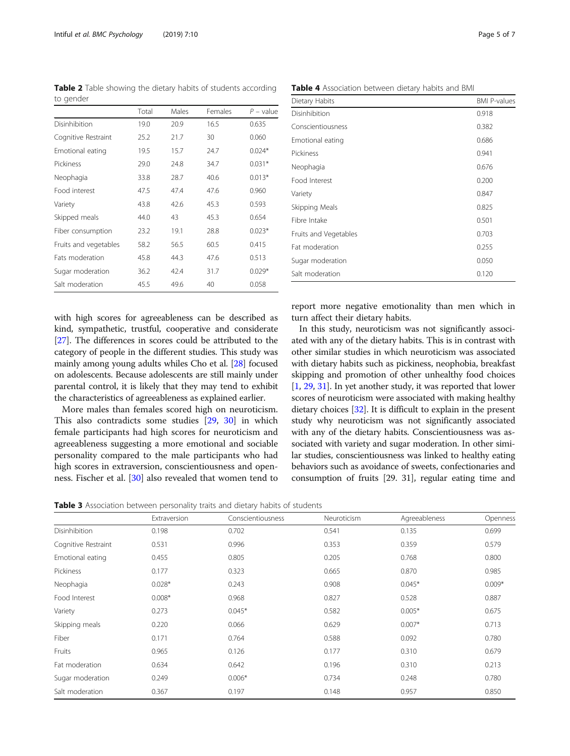**Table 2** Table showing the dietary habits of students according to gender

| | Total | Males | Females | P – value |
|---|---|---|---|---|
| Disinhibition | 19.0 | 20.9 | 16.5 | 0.635 |
| Cognitive Restraint | 25.2 | 21.7 | 30 | 0.060 |
| Emotional eating | 19.5 | 15.7 | 24.7 | 0.024* |
| Pickiness | 29.0 | 24.8 | 34.7 | 0.031* |
| Neophagia | 33.8 | 28.7 | 40.6 | 0.013* |
| Food interest | 47.5 | 47.4 | 47.6 | 0.960 |
| Variety | 43.8 | 42.6 | 45.3 | 0.593 |
| Skipped meals | 44.0 | 43 | 45.3 | 0.654 |
| Fiber consumption | 23.2 | 19.1 | 28.8 | 0.023* |
| Fruits and vegetables | 58.2 | 56.5 | 60.5 | 0.415 |
| Fats moderation | 45.8 | 44.3 | 47.6 | 0.513 |
| Sugar moderation | 36.2 | 42.4 | 31.7 | 0.029* |
| Salt moderation | 45.5 | 49.6 | 40 | 0.058 |

**Table 4** Association between dietary habits and BMI

| Dietary Habits | BMI P-values |
|---|---|
| Disinhibition | 0.918 |
| Conscientiousness | 0.382 |
| Emotional eating | 0.686 |
| Pickiness | 0.941 |
| Neophagia | 0.676 |
| Food Interest | 0.200 |
| Variety | 0.847 |
| Skipping Meals | 0.825 |
| Fibre Intake | 0.501 |
| Fruits and Vegetables | 0.703 |
| Fat moderation | 0.255 |
| Sugar moderation | 0.050 |
| Salt moderation | 0.120 |

with high scores for agreeableness can be described as kind, sympathetic, trustful, cooperative and considerate [27]. The differences in scores could be attributed to the category of people in the different studies. This study was mainly among young adults whiles Cho et al. [28] focused on adolescents. Because adolescents are still mainly under parental control, it is likely that they may tend to exhibit the characteristics of agreeableness as explained earlier.

More males than females scored high on neuroticism. This also contradicts some studies [29, 30] in which female participants had high scores for neuroticism and agreeableness suggesting a more emotional and sociable personality compared to the male participants who had high scores in extraversion, conscientiousness and openness. Fischer et al. [30] also revealed that women tend to report more negative emotionality than men which in turn affect their dietary habits.

In this study, neuroticism was not significantly associated with any of the dietary habits. This is in contrast with other similar studies in which neuroticism was associated with dietary habits such as pickiness, neophobia, breakfast skipping and promotion of other unhealthy food choices [1, 29, 31]. In yet another study, it was reported that lower scores of neuroticism were associated with making healthy dietary choices [32]. It is difficult to explain in the present study why neuroticism was not significantly associated with any of the dietary habits. Conscientiousness was associated with variety and sugar moderation. In other similar studies, conscientiousness was linked to healthy eating behaviors such as avoidance of sweets, confectionaries and consumption of fruits [29. 31], regular eating time and

**Table 3** Association between personality traits and dietary habits of students

| | Extraversion | Conscientiousness | Neuroticism | Agreeableness | Openness |
|---|---|---|---|---|---|
| Disinhibition | 0.198 | 0.702 | 0.541 | 0.135 | 0.699 |
| Cognitive Restraint | 0.531 | 0.996 | 0.353 | 0.359 | 0.579 |
| Emotional eating | 0.455 | 0.805 | 0.205 | 0.768 | 0.800 |
| Pickiness | 0.177 | 0.323 | 0.665 | 0.870 | 0.985 |
| Neophagia | 0.028* | 0.243 | 0.908 | 0.045* | 0.009* |
| Food Interest | 0.008* | 0.968 | 0.827 | 0.528 | 0.887 |
| Variety | 0.273 | 0.045* | 0.582 | 0.005* | 0.675 |
| Skipping meals | 0.220 | 0.066 | 0.629 | 0.007* | 0.713 |
| Fiber | 0.171 | 0.764 | 0.588 | 0.092 | 0.780 |
| Fruits | 0.965 | 0.126 | 0.177 | 0.310 | 0.679 |
| Fat moderation | 0.634 | 0.642 | 0.196 | 0.310 | 0.213 |
| Sugar moderation | 0.249 | 0.006* | 0.734 | 0.248 | 0.780 |
| Salt moderation | 0.367 | 0.197 | 0.148 | 0.957 | 0.850 |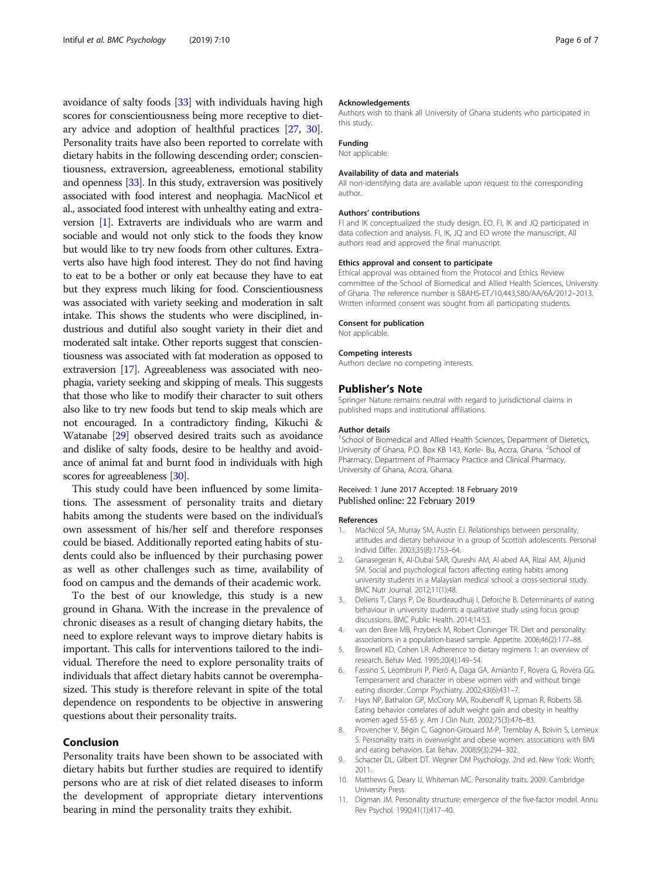avoidance of salty foods [33] with individuals having high scores for conscientiousness being more receptive to dietary advice and adoption of healthful practices [27, 30]. Personality traits have also been reported to correlate with dietary habits in the following descending order; conscientiousness, extraversion, agreeableness, emotional stability and openness [33]. In this study, extraversion was positively associated with food interest and neophagia. MacNicol et al., associated food interest with unhealthy eating and extraversion [1]. Extraverts are individuals who are warm and sociable and would not only stick to the foods they know but would like to try new foods from other cultures. Extraverts also have high food interest. They do not find having to eat to be a bother or only eat because they have to eat but they express much liking for food. Conscientiousness was associated with variety seeking and moderation in salt intake. This shows the students who were disciplined, industrious and dutiful also sought variety in their diet and moderated salt intake. Other reports suggest that conscientiousness was associated with fat moderation as opposed to extraversion [17]. Agreeableness was associated with neophagia, variety seeking and skipping of meals. This suggests that those who like to modify their character to suit others also like to try new foods but tend to skip meals which are not encouraged. In a contradictory finding, Kikuchi & Watanabe [29] observed desired traits such as avoidance and dislike of salty foods, desire to be healthy and avoidance of animal fat and burnt food in individuals with high scores for agreeableness [30].

This study could have been influenced by some limitations. The assessment of personality traits and dietary habits among the students were based on the individual's own assessment of his/her self and therefore responses could be biased. Additionally reported eating habits of students could also be influenced by their purchasing power as well as other challenges such as time, availability of food on campus and the demands of their academic work.

To the best of our knowledge, this study is a new ground in Ghana. With the increase in the prevalence of chronic diseases as a result of changing dietary habits, the need to explore relevant ways to improve dietary habits is important. This calls for interventions tailored to the individual. Therefore the need to explore personality traits of individuals that affect dietary habits cannot be overemphasized. This study is therefore relevant in spite of the total dependence on respondents to be objective in answering questions about their personality traits.

## Conclusion

Personality traits have been shown to be associated with dietary habits but further studies are required to identify persons who are at risk of diet related diseases to inform the development of appropriate dietary interventions bearing in mind the personality traits they exhibit.

#### Acknowledgements

Authors wish to thank all University of Ghana students who participated in this study.

#### Funding

Not applicable.

#### Availability of data and materials

All non-identifying data are available upon request to the corresponding author.

#### Authors' contributions

FI and IK conceptualized the study design. EO, FI, IK and JQ participated in data collection and analysis. FI, IK, JQ and EO wrote the manuscript. All authors read and approved the final manuscript.

#### Ethics approval and consent to participate

Ethical approval was obtained from the Protocol and Ethics Review committee of the School of Biomedical and Allied Health Sciences, University of Ghana. The reference number is SBAHS-ET./10,443,580/AA/6A/2012–2013. Written informed consent was sought from all participating students.

#### Consent for publication

Not applicable.

#### Competing interests

Authors declare no competing interests.

## Publisher's Note

Springer Nature remains neutral with regard to jurisdictional claims in published maps and institutional affiliations.

#### Author details

[1]School of Biomedical and Allied Health Sciences, Department of Dietetics, University of Ghana, P.O. Box KB 143, Korle- Bu, Accra, Ghana. [2]School of Pharmacy, Department of Pharmacy Practice and Clinical Pharmacy, University of Ghana, Accra, Ghana.

Received: 1 June 2017 Accepted: 18 February 2019
Published online: 22 February 2019

#### References

1. MacNicol SA, Murray SM, Austin EJ. Relationships between personality, attitudes and dietary behaviour in a group of Scottish adolescents. Personal Individ Differ. 2003;35(8):1753–64.
2. Ganasegeran K, Al-Dubai SAR, Qureshi AM, Al-abed AA, Rizal AM, Aljunid SM. Social and psychological factors affecting eating habits among university students in a Malaysian medical school: a cross-sectional study. BMC Nutr Journal. 2012;11(1):48.
3. Deliens T, Clarys P, De Bourdeaudhuij I, Deforche B. Determinants of eating behaviour in university students: a qualitative study using focus group discussions. BMC Public Health. 2014;14:53.
4. van den Bree MB, Przybeck M, Robert Cloninger TR. Diet and personality: associations in a population-based sample. Appetite. 2006;46(2):177–88.
5. Brownell KD, Cohen LR. Adherence to dietary regimens 1: an overview of research. Behav Med. 1995;20(4):149–54.
6. Fassino S, Leombruni P, Pierò A, Daga GA, Amianto F, Rovera G, Rovera GG. Temperament and character in obese women with and without binge eating disorder. Compr Psychiatry. 2002;43(6):431–7.
7. Hays NP, Bathalon GP, McCrory MA, Roubenoff R, Lipman R, Roberts SB. Eating behavior correlates of adult weight gain and obesity in healthy women aged 55-65 y. Am J Clin Nutr. 2002;75(3):476–83.
8. Provencher V, Bégin C, Gagnon-Girouard M-P, Tremblay A, Boivin S, Lemieux S. Personality traits in overweight and obese women: associations with BMI and eating behaviors. Eat Behav. 2008;9(3):294–302.
9. Schacter DL, Gilbert DT. Wegner DM Psychology. 2nd ed. New York: Worth; 2011.
10. Matthews G, Deary IJ, Whiteman MC. Personality traits. 2009. Cambridge University Press.
11. Digman JM. Personality structure: emergence of the five-factor model. Annu Rev Psychol. 1990;41(1):417–40.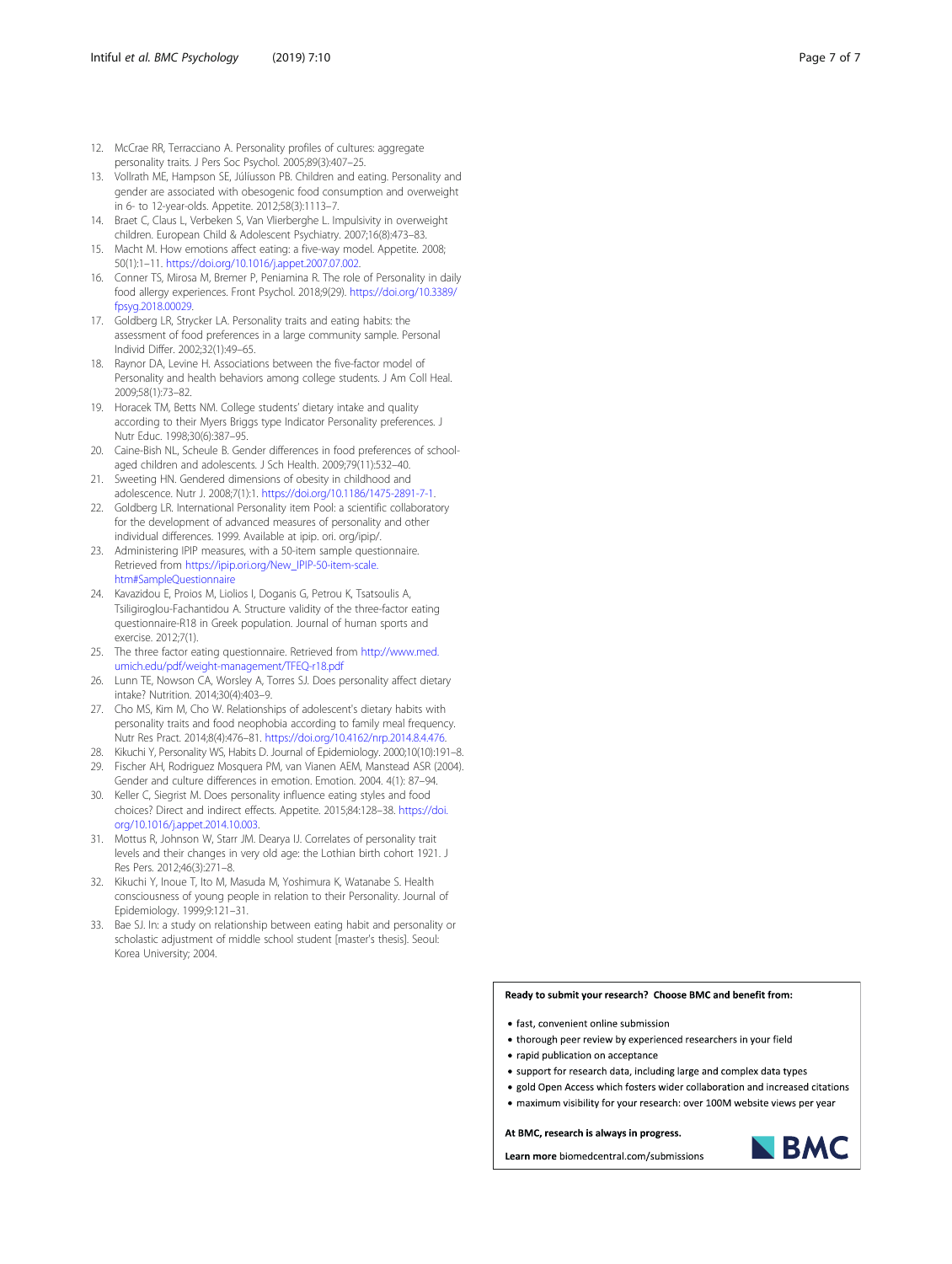12. McCrae RR, Terracciano A. Personality profiles of cultures: aggregate personality traits. J Pers Soc Psychol. 2005;89(3):407–25.
13. Vollrath ME, Hampson SE, Júlíusson PB. Children and eating. Personality and gender are associated with obesogenic food consumption and overweight in 6- to 12-year-olds. Appetite. 2012;58(3):1113–7.
14. Braet C, Claus L, Verbeken S, Van Vlierberghe L. Impulsivity in overweight children. European Child & Adolescent Psychiatry. 2007;16(8):473–83.
15. Macht M. How emotions affect eating: a five-way model. Appetite. 2008; 50(1):1–11. https://doi.org/10.1016/j.appet.2007.07.002.
16. Conner TS, Mirosa M, Bremer P, Peniamina R. The role of Personality in daily food allergy experiences. Front Psychol. 2018;9(29). https://doi.org/10.3389/fpsyg.2018.00029.
17. Goldberg LR, Strycker LA. Personality traits and eating habits: the assessment of food preferences in a large community sample. Personal Individ Differ. 2002;32(1):49–65.
18. Raynor DA, Levine H. Associations between the five-factor model of Personality and health behaviors among college students. J Am Coll Heal. 2009;58(1):73–82.
19. Horacek TM, Betts NM. College students' dietary intake and quality according to their Myers Briggs type Indicator Personality preferences. J Nutr Educ. 1998;30(6):387–95.
20. Caine-Bish NL, Scheule B. Gender differences in food preferences of school-aged children and adolescents. J Sch Health. 2009;79(11):532–40.
21. Sweeting HN. Gendered dimensions of obesity in childhood and adolescence. Nutr J. 2008;7(1):1. https://doi.org/10.1186/1475-2891-7-1.
22. Goldberg LR. International Personality item Pool: a scientific collaboratory for the development of advanced measures of personality and other individual differences. 1999. Available at ipip. ori. org/ipip/.
23. Administering IPIP measures, with a 50-item sample questionnaire. Retrieved from https://ipip.ori.org/New_IPIP-50-item-scale.htm#SampleQuestionnaire
24. Kavazidou E, Proios M, Liolios I, Doganis G, Petrou K, Tsatsoulis A, Tsiligiroglou-Fachantidou A. Structure validity of the three-factor eating questionnaire-R18 in Greek population. Journal of human sports and exercise. 2012;7(1).
25. The three factor eating questionnaire. Retrieved from http://www.med.umich.edu/pdf/weight-management/TFEQ-r18.pdf
26. Lunn TE, Nowson CA, Worsley A, Torres SJ. Does personality affect dietary intake? Nutrition. 2014;30(4):403–9.
27. Cho MS, Kim M, Cho W. Relationships of adolescent's dietary habits with personality traits and food neophobia according to family meal frequency. Nutr Res Pract. 2014;8(4):476–81. https://doi.org/10.4162/nrp.2014.8.4.476.
28. Kikuchi Y, Personality WS, Habits D. Journal of Epidemiology. 2000;10(10):191–8.
29. Fischer AH, Rodriguez Mosquera PM, van Vianen AEM, Manstead ASR (2004). Gender and culture differences in emotion. Emotion. 2004. 4(1): 87–94.
30. Keller C, Siegrist M. Does personality influence eating styles and food choices? Direct and indirect effects. Appetite. 2015;84:128–38. https://doi.org/10.1016/j.appet.2014.10.003.
31. Mottus R, Johnson W, Starr JM. Dearya IJ. Correlates of personality trait levels and their changes in very old age: the Lothian birth cohort 1921. J Res Pers. 2012;46(3):271–8.
32. Kikuchi Y, Inoue T, Ito M, Masuda M, Yoshimura K, Watanabe S. Health consciousness of young people in relation to their Personality. Journal of Epidemiology. 1999;9:121–31.
33. Bae SJ. In: a study on relationship between eating habit and personality or scholastic adjustment of middle school student [master's thesis]. Seoul: Korea University; 2004.